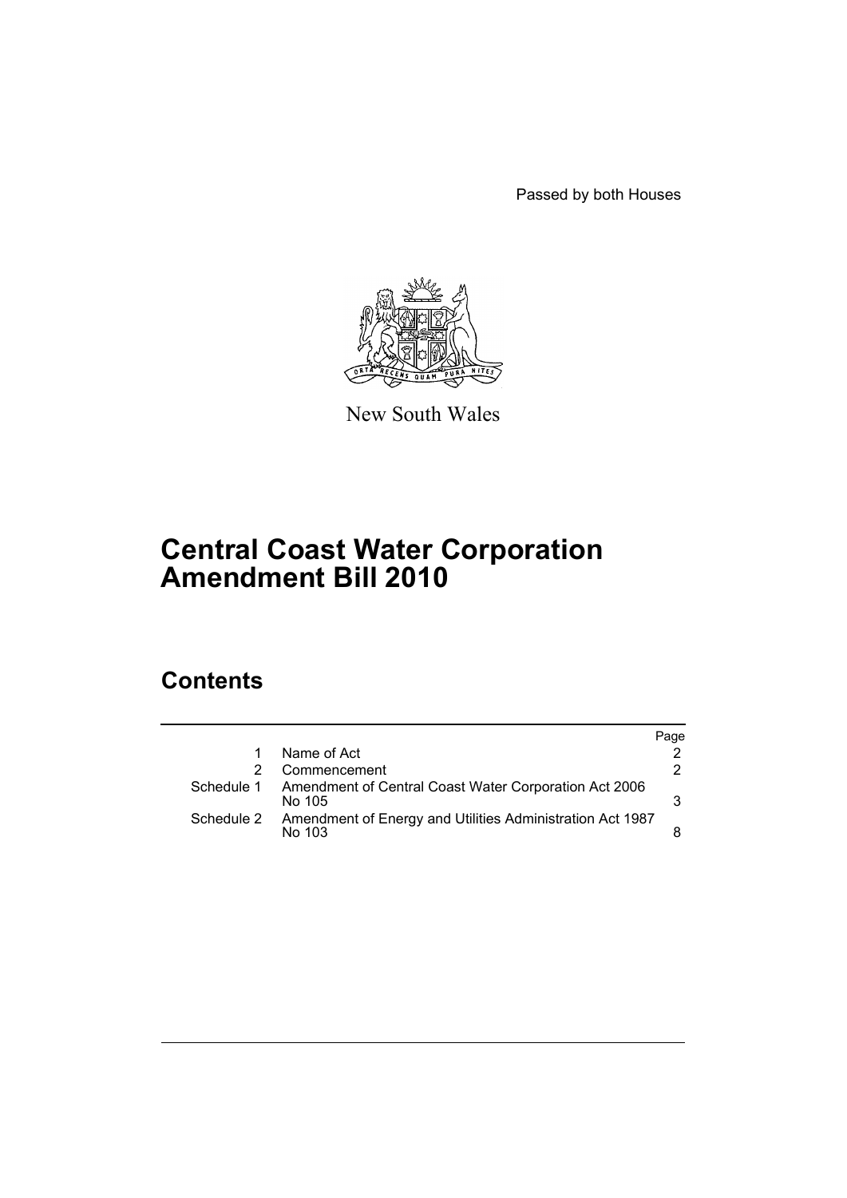Passed by both Houses

New South Wales

# Central Coast Water Corporation Amendment Bill 2010

## Contents

| | | Page |
|---|---|---|
| 1 | Name of Act | 2 |
| 2 | Commencement | 2 |
| Schedule 1 | Amendment of Central Coast Water Corporation Act 2006 No 105 | 3 |
| Schedule 2 | Amendment of Energy and Utilities Administration Act 1987 No 103 | 8 |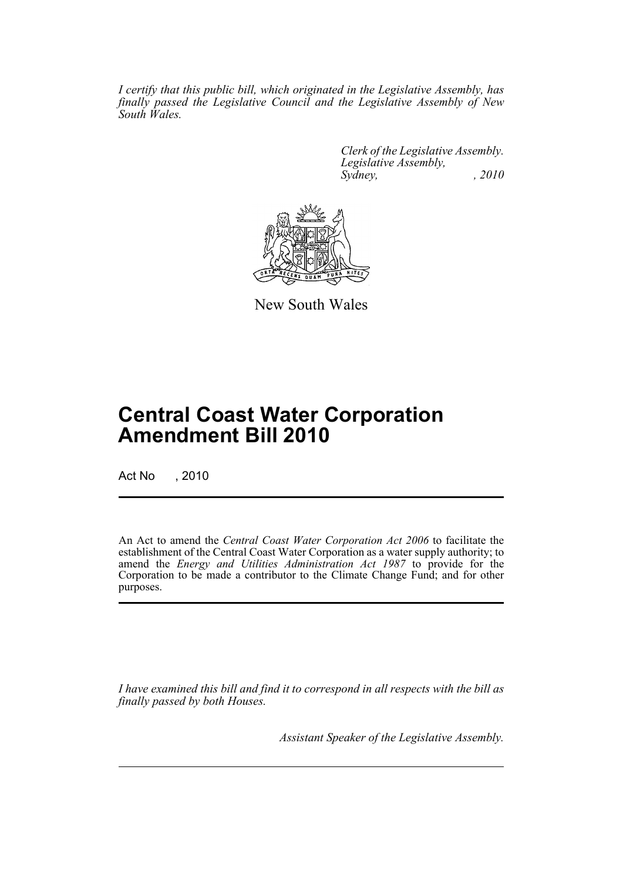*I certify that this public bill, which originated in the Legislative Assembly, has finally passed the Legislative Council and the Legislative Assembly of New South Wales.*

*Clerk of the Legislative Assembly.*
*Legislative Assembly,*
*Sydney, , 2010*

New South Wales

# Central Coast Water Corporation Amendment Bill 2010

Act No , 2010

An Act to amend the *Central Coast Water Corporation Act 2006* to facilitate the establishment of the Central Coast Water Corporation as a water supply authority; to amend the *Energy and Utilities Administration Act 1987* to provide for the Corporation to be made a contributor to the Climate Change Fund; and for other purposes.

*I have examined this bill and find it to correspond in all respects with the bill as finally passed by both Houses.*

*Assistant Speaker of the Legislative Assembly.*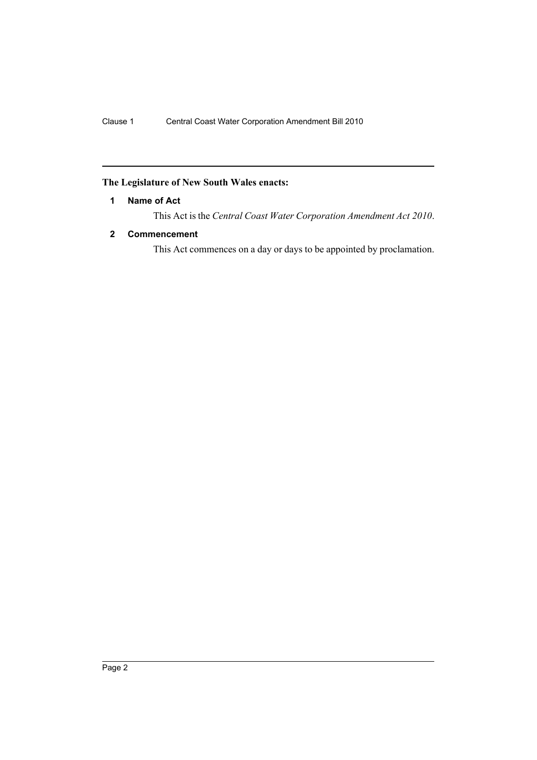**The Legislature of New South Wales enacts:**

## 1 Name of Act

This Act is the *Central Coast Water Corporation Amendment Act 2010*.

## 2 Commencement

This Act commences on a day or days to be appointed by proclamation.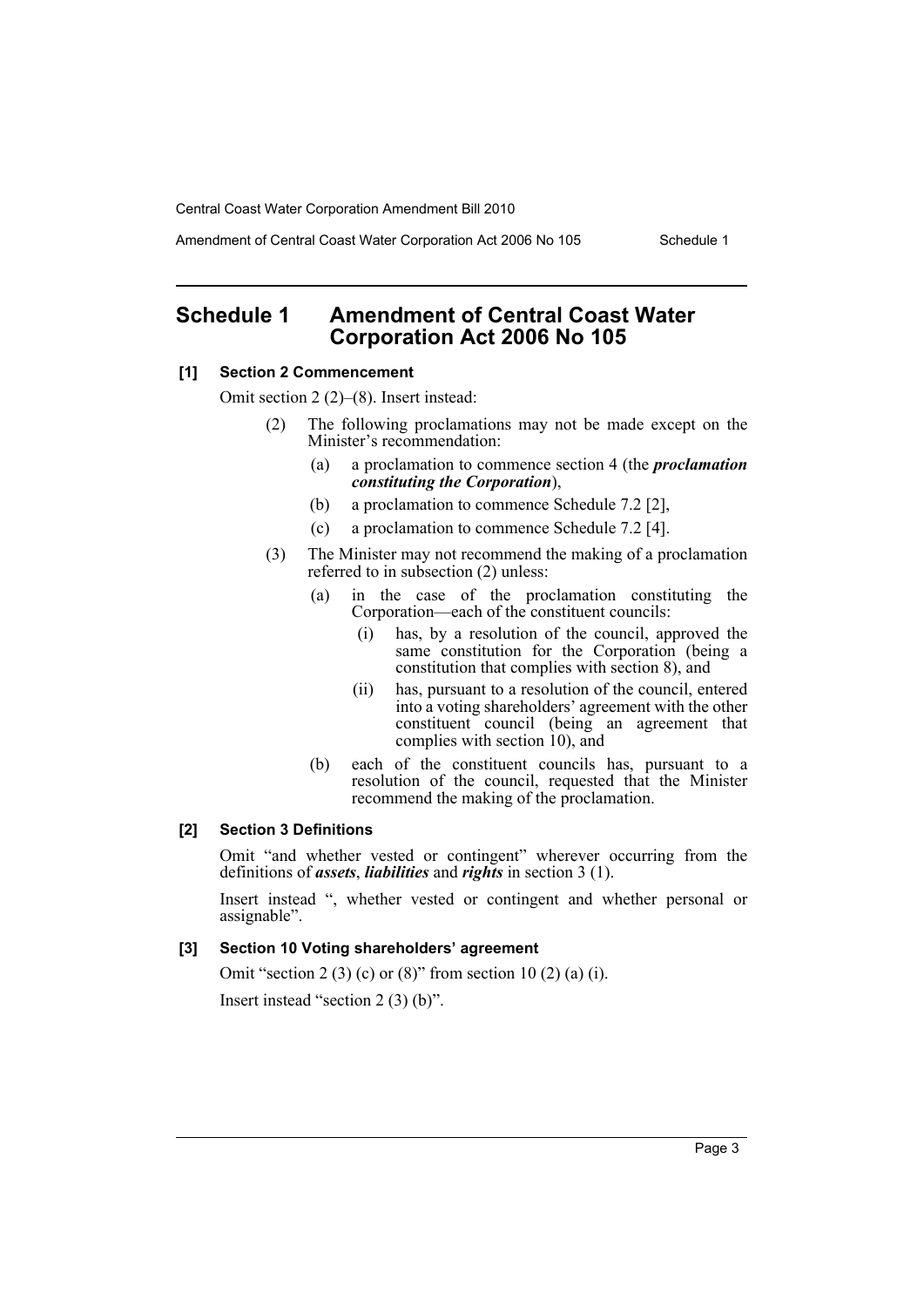## Schedule 1 Amendment of Central Coast Water Corporation Act 2006 No 105

**[1] Section 2 Commencement**

Omit section 2 (2)–(8). Insert instead:

(2) The following proclamations may not be made except on the Minister's recommendation:

(a) a proclamation to commence section 4 (the ***proclamation constituting the Corporation***),

(b) a proclamation to commence Schedule 7.2 [2],

(c) a proclamation to commence Schedule 7.2 [4].

(3) The Minister may not recommend the making of a proclamation referred to in subsection (2) unless:

(a) in the case of the proclamation constituting the Corporation—each of the constituent councils:

(i) has, by a resolution of the council, approved the same constitution for the Corporation (being a constitution that complies with section 8), and

(ii) has, pursuant to a resolution of the council, entered into a voting shareholders' agreement with the other constituent council (being an agreement that complies with section 10), and

(b) each of the constituent councils has, pursuant to a resolution of the council, requested that the Minister recommend the making of the proclamation.

**[2] Section 3 Definitions**

Omit "and whether vested or contingent" wherever occurring from the definitions of ***assets***, ***liabilities*** and ***rights*** in section 3 (1).

Insert instead ", whether vested or contingent and whether personal or assignable".

**[3] Section 10 Voting shareholders' agreement**

Omit "section 2 (3) (c) or (8)" from section 10 (2) (a) (i).

Insert instead "section 2 (3) (b)".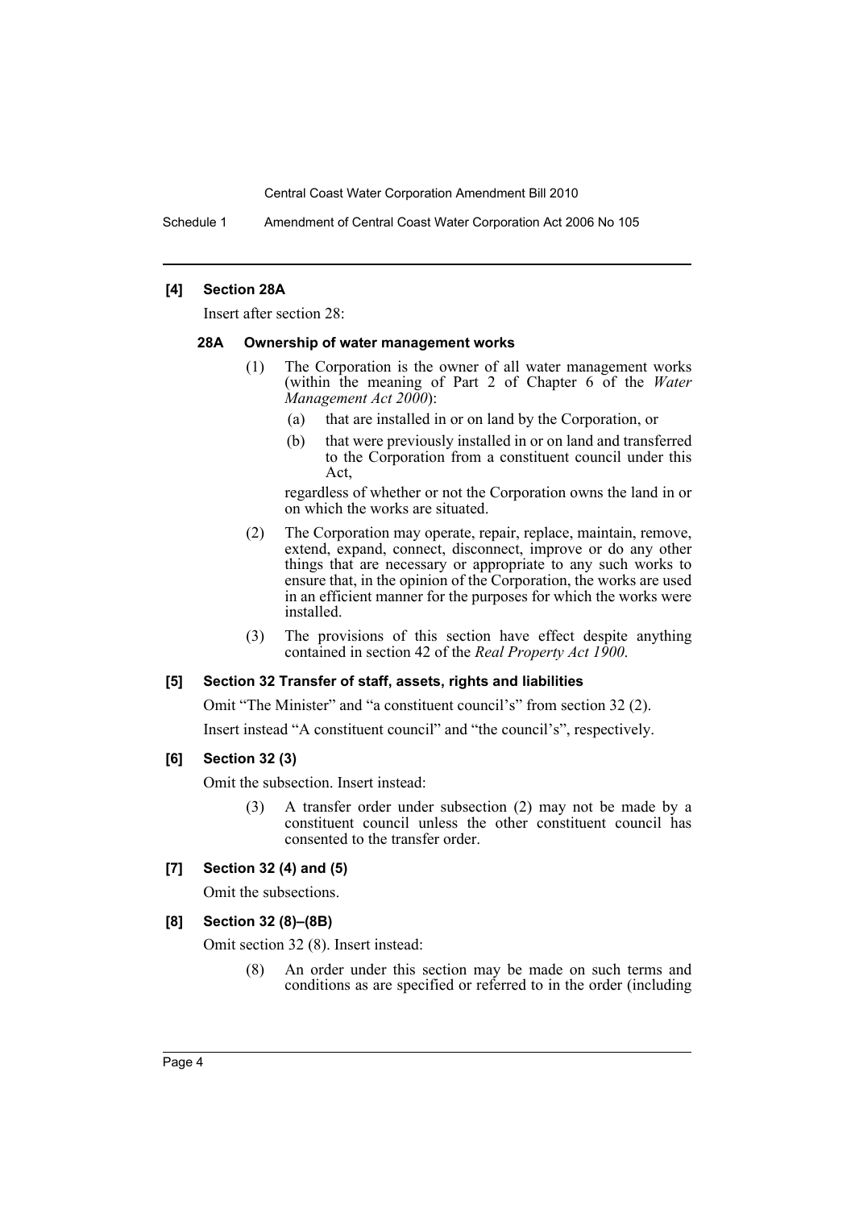**[4] Section 28A**

Insert after section 28:

**28A Ownership of water management works**

(1) The Corporation is the owner of all water management works (within the meaning of Part 2 of Chapter 6 of the *Water Management Act 2000*):

(a) that are installed in or on land by the Corporation, or

(b) that were previously installed in or on land and transferred to the Corporation from a constituent council under this Act,

regardless of whether or not the Corporation owns the land in or on which the works are situated.

(2) The Corporation may operate, repair, replace, maintain, remove, extend, expand, connect, disconnect, improve or do any other things that are necessary or appropriate to any such works to ensure that, in the opinion of the Corporation, the works are used in an efficient manner for the purposes for which the works were installed.

(3) The provisions of this section have effect despite anything contained in section 42 of the *Real Property Act 1900*.

**[5] Section 32 Transfer of staff, assets, rights and liabilities**

Omit "The Minister" and "a constituent council's" from section 32 (2).

Insert instead "A constituent council" and "the council's", respectively.

**[6] Section 32 (3)**

Omit the subsection. Insert instead:

(3) A transfer order under subsection (2) may not be made by a constituent council unless the other constituent council has consented to the transfer order.

**[7] Section 32 (4) and (5)**

Omit the subsections.

**[8] Section 32 (8)–(8B)**

Omit section 32 (8). Insert instead:

(8) An order under this section may be made on such terms and conditions as are specified or referred to in the order (including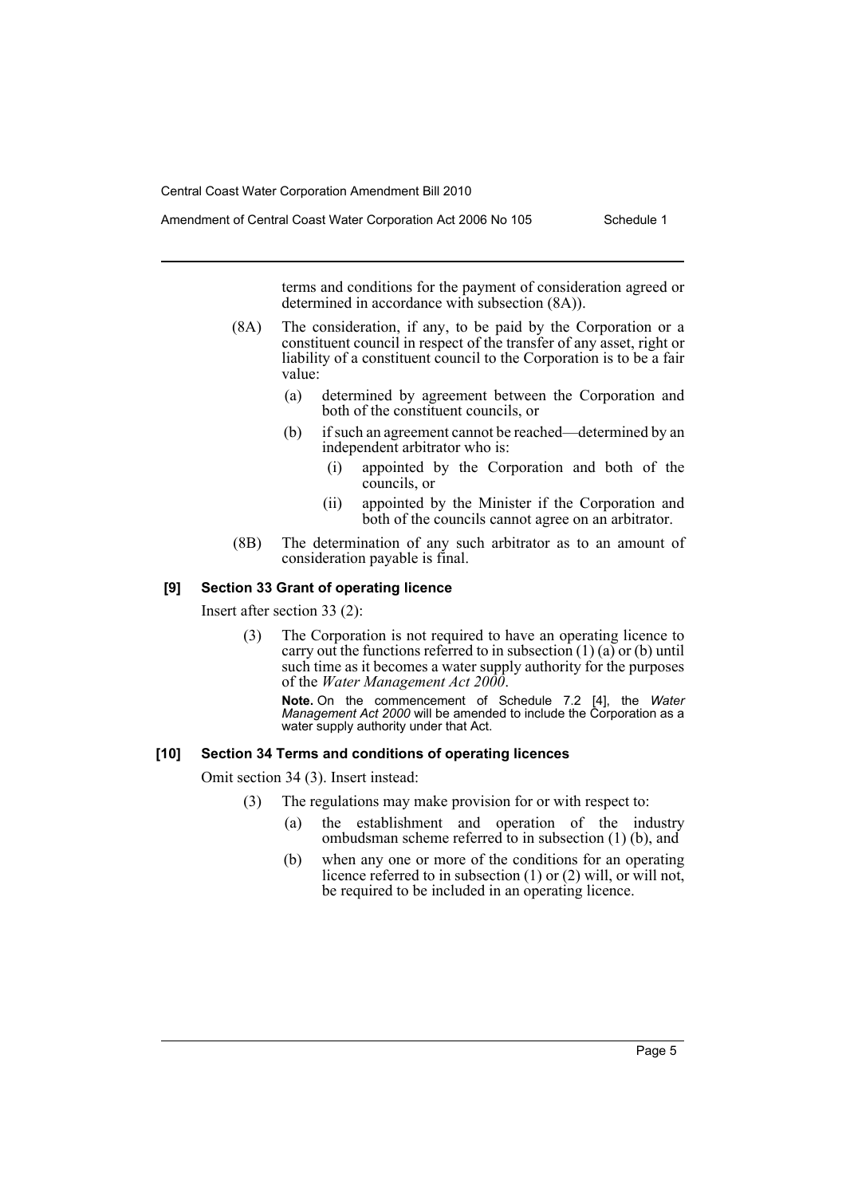terms and conditions for the payment of consideration agreed or determined in accordance with subsection (8A)).

(8A) The consideration, if any, to be paid by the Corporation or a constituent council in respect of the transfer of any asset, right or liability of a constituent council to the Corporation is to be a fair value:

- (a) determined by agreement between the Corporation and both of the constituent councils, or
- (b) if such an agreement cannot be reached—determined by an independent arbitrator who is:
  - (i) appointed by the Corporation and both of the councils, or
  - (ii) appointed by the Minister if the Corporation and both of the councils cannot agree on an arbitrator.

(8B) The determination of any such arbitrator as to an amount of consideration payable is final.

#### [9] Section 33 Grant of operating licence

Insert after section 33 (2):

(3) The Corporation is not required to have an operating licence to carry out the functions referred to in subsection (1) (a) or (b) until such time as it becomes a water supply authority for the purposes of the *Water Management Act 2000*.

**Note.** On the commencement of Schedule 7.2 [4], the *Water Management Act 2000* will be amended to include the Corporation as a water supply authority under that Act.

#### [10] Section 34 Terms and conditions of operating licences

Omit section 34 (3). Insert instead:

(3) The regulations may make provision for or with respect to:

- (a) the establishment and operation of the industry ombudsman scheme referred to in subsection (1) (b), and
- (b) when any one or more of the conditions for an operating licence referred to in subsection (1) or (2) will, or will not, be required to be included in an operating licence.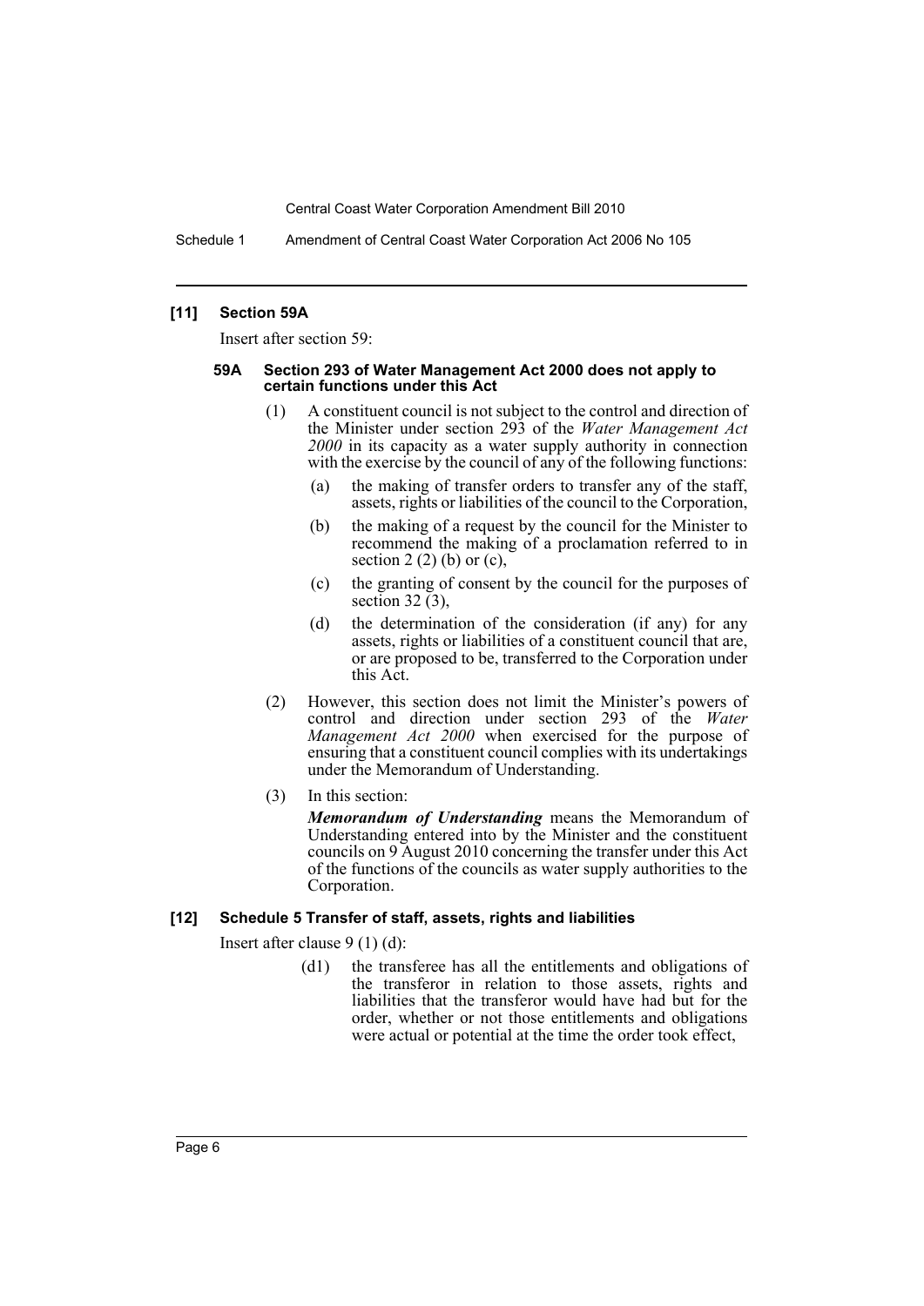### [11] Section 59A

Insert after section 59:

#### 59A Section 293 of Water Management Act 2000 does not apply to certain functions under this Act

(1) A constituent council is not subject to the control and direction of the Minister under section 293 of the *Water Management Act 2000* in its capacity as a water supply authority in connection with the exercise by the council of any of the following functions:

- (a) the making of transfer orders to transfer any of the staff, assets, rights or liabilities of the council to the Corporation,
- (b) the making of a request by the council for the Minister to recommend the making of a proclamation referred to in section 2 (2) (b) or (c),
- (c) the granting of consent by the council for the purposes of section 32 (3),
- (d) the determination of the consideration (if any) for any assets, rights or liabilities of a constituent council that are, or are proposed to be, transferred to the Corporation under this Act.

(2) However, this section does not limit the Minister's powers of control and direction under section 293 of the *Water Management Act 2000* when exercised for the purpose of ensuring that a constituent council complies with its undertakings under the Memorandum of Understanding.

(3) In this section:

***Memorandum of Understanding*** means the Memorandum of Understanding entered into by the Minister and the constituent councils on 9 August 2010 concerning the transfer under this Act of the functions of the councils as water supply authorities to the Corporation.

### [12] Schedule 5 Transfer of staff, assets, rights and liabilities

Insert after clause 9 (1) (d):

- (d1) the transferee has all the entitlements and obligations of the transferor in relation to those assets, rights and liabilities that the transferor would have had but for the order, whether or not those entitlements and obligations were actual or potential at the time the order took effect,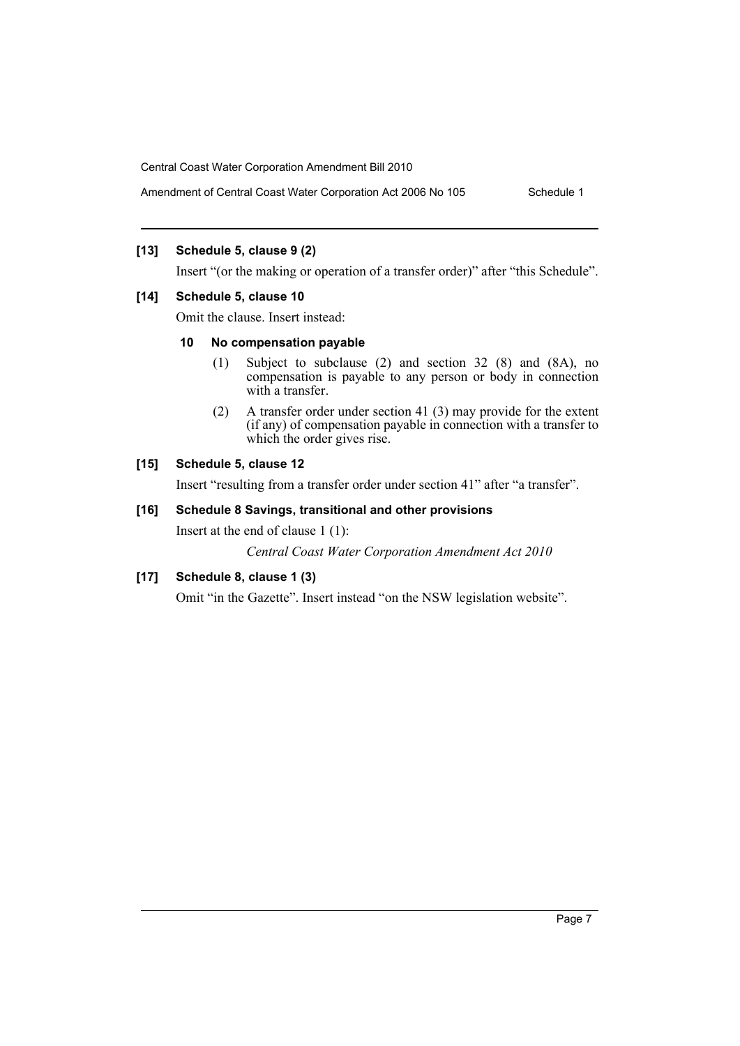**[13] Schedule 5, clause 9 (2)**

Insert "(or the making or operation of a transfer order)" after "this Schedule".

**[14] Schedule 5, clause 10**

Omit the clause. Insert instead:

**10 No compensation payable**

(1) Subject to subclause (2) and section 32 (8) and (8A), no compensation is payable to any person or body in connection with a transfer.

(2) A transfer order under section 41 (3) may provide for the extent (if any) of compensation payable in connection with a transfer to which the order gives rise.

**[15] Schedule 5, clause 12**

Insert "resulting from a transfer order under section 41" after "a transfer".

**[16] Schedule 8 Savings, transitional and other provisions**

Insert at the end of clause 1 (1):

*Central Coast Water Corporation Amendment Act 2010*

**[17] Schedule 8, clause 1 (3)**

Omit "in the Gazette". Insert instead "on the NSW legislation website".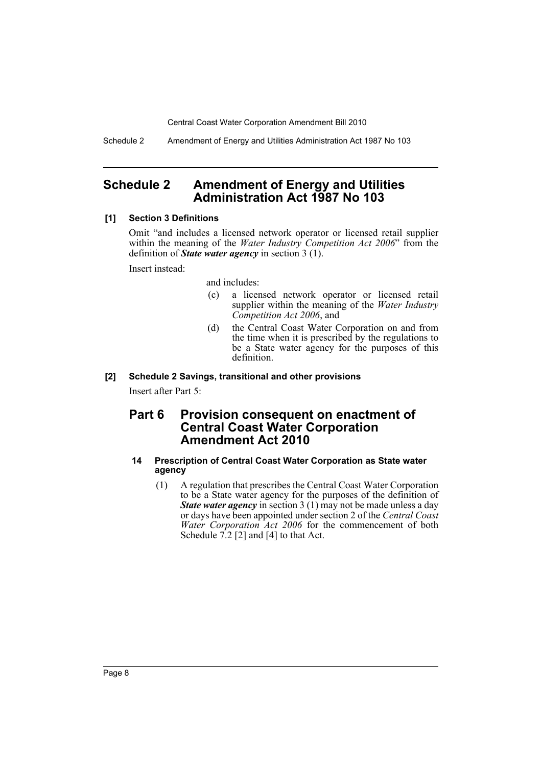# Schedule 2 Amendment of Energy and Utilities Administration Act 1987 No 103

**[1] Section 3 Definitions**

Omit "and includes a licensed network operator or licensed retail supplier within the meaning of the *Water Industry Competition Act 2006*" from the definition of ***State water agency*** in section 3 (1).

Insert instead:

and includes:

- (c) a licensed network operator or licensed retail supplier within the meaning of the *Water Industry Competition Act 2006*, and
- (d) the Central Coast Water Corporation on and from the time when it is prescribed by the regulations to be a State water agency for the purposes of this definition.

**[2] Schedule 2 Savings, transitional and other provisions**

Insert after Part 5:

## Part 6 Provision consequent on enactment of Central Coast Water Corporation Amendment Act 2010

### 14 Prescription of Central Coast Water Corporation as State water agency

(1) A regulation that prescribes the Central Coast Water Corporation to be a State water agency for the purposes of the definition of ***State water agency*** in section 3 (1) may not be made unless a day or days have been appointed under section 2 of the *Central Coast Water Corporation Act 2006* for the commencement of both Schedule 7.2 [2] and [4] to that Act.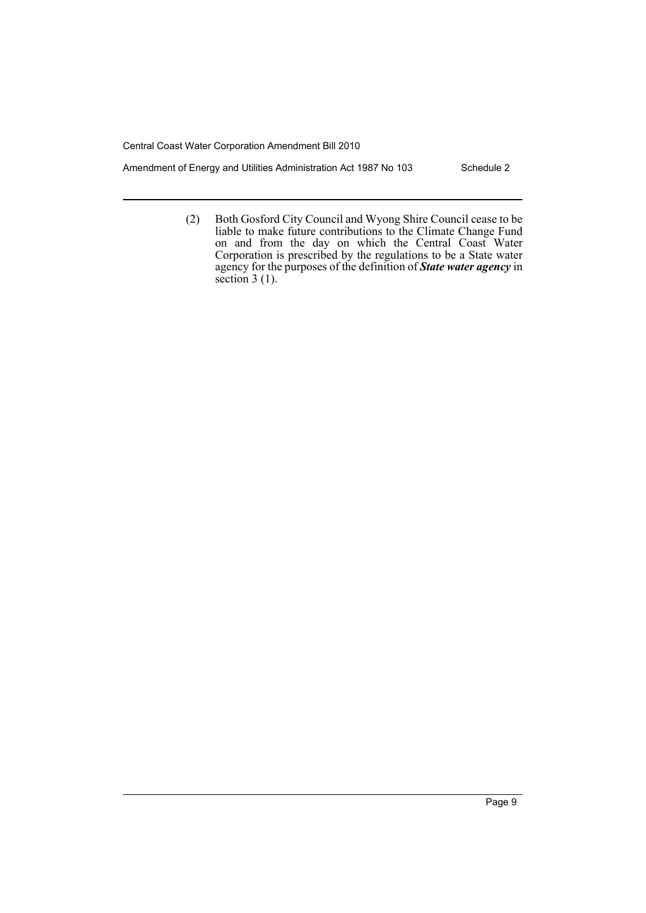(2) Both Gosford City Council and Wyong Shire Council cease to be liable to make future contributions to the Climate Change Fund on and from the day on which the Central Coast Water Corporation is prescribed by the regulations to be a State water agency for the purposes of the definition of ***State water agency*** in section 3 (1).